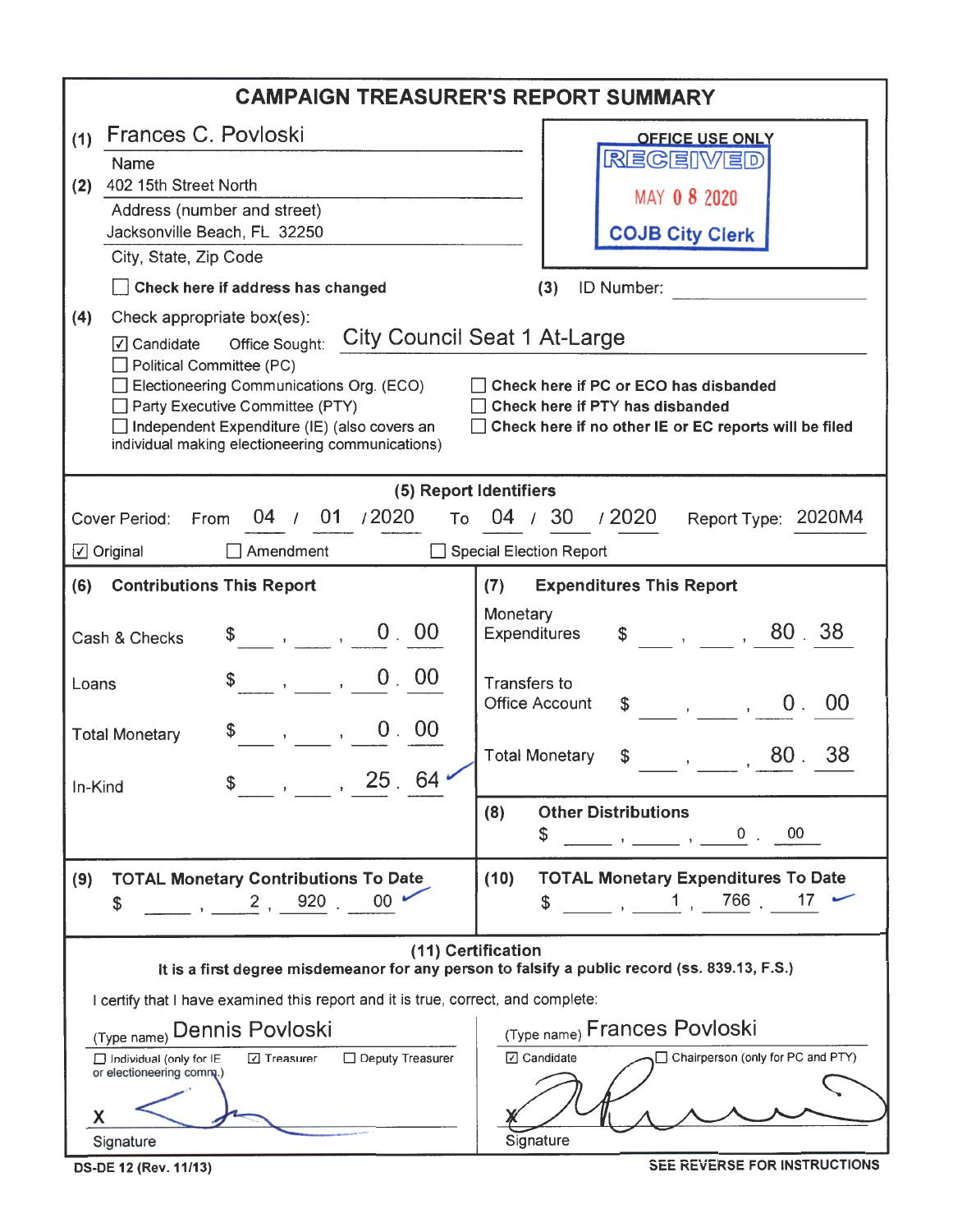# CAMPAIGN TREASURER'S REPORT SUMMARY

(1) Frances C. Povloski
Name

(2) 402 15th Street North
Address (number and street)
Jacksonville Beach, FL 32250
City, State, Zip Code

☐ **Check here if address has changed**

OFFICE USE ONLY
RECEIVED
MAY 08 2020
COJB City Clerk

(3) ID Number: ____________

(4) Check appropriate box(es):

☑ Candidate  Office Sought: City Council Seat 1 At-Large
☐ Political Committee (PC)
☐ Electioneering Communications Org. (ECO)  ☐ **Check here if PC or ECO has disbanded**
☐ Party Executive Committee (PTY)  ☐ **Check here if PTY has disbanded**
☐ Independent Expenditure (IE) (also covers an individual making electioneering communications)  ☐ **Check here if no other IE or EC reports will be filed**

## (5) Report Identifiers

Cover Period: From 04 / 01 / 2020 To 04 / 30 / 2020  Report Type: 2020M4

☑ Original  ☐ Amendment  ☐ Special Election Report

| (6) Contributions This Report | | (7) Expenditures This Report | |
|---|---|---|---|
| Cash & Checks | $ 0.00 | Monetary Expenditures | $ 80.38 |
| Loans | $ 0.00 | Transfers to Office Account | $ 0.00 |
| Total Monetary | $ 0.00 | Total Monetary | $ 80.38 |
| In-Kind | $ 25.64 | (8) Other Distributions | $ 0.00 |

| (9) TOTAL Monetary Contributions To Date | (10) TOTAL Monetary Expenditures To Date |
|---|---|
| $ 2,920.00 | $ 1,766.17 |

## (11) Certification

**It is a first degree misdemeanor for any person to falsify a public record (ss. 839.13, F.S.)**

I certify that I have examined this report and it is true, correct, and complete:

(Type name) Dennis Povloski
☐ Individual (only for IE or electioneering comm.)  ☑ Treasurer  ☐ Deputy Treasurer
X ____________
Signature

(Type name) Frances Povloski
☑ Candidate  ☐ Chairperson (only for PC and PTY)
X ____________
Signature

DS-DE 12 (Rev. 11/13)  SEE REVERSE FOR INSTRUCTIONS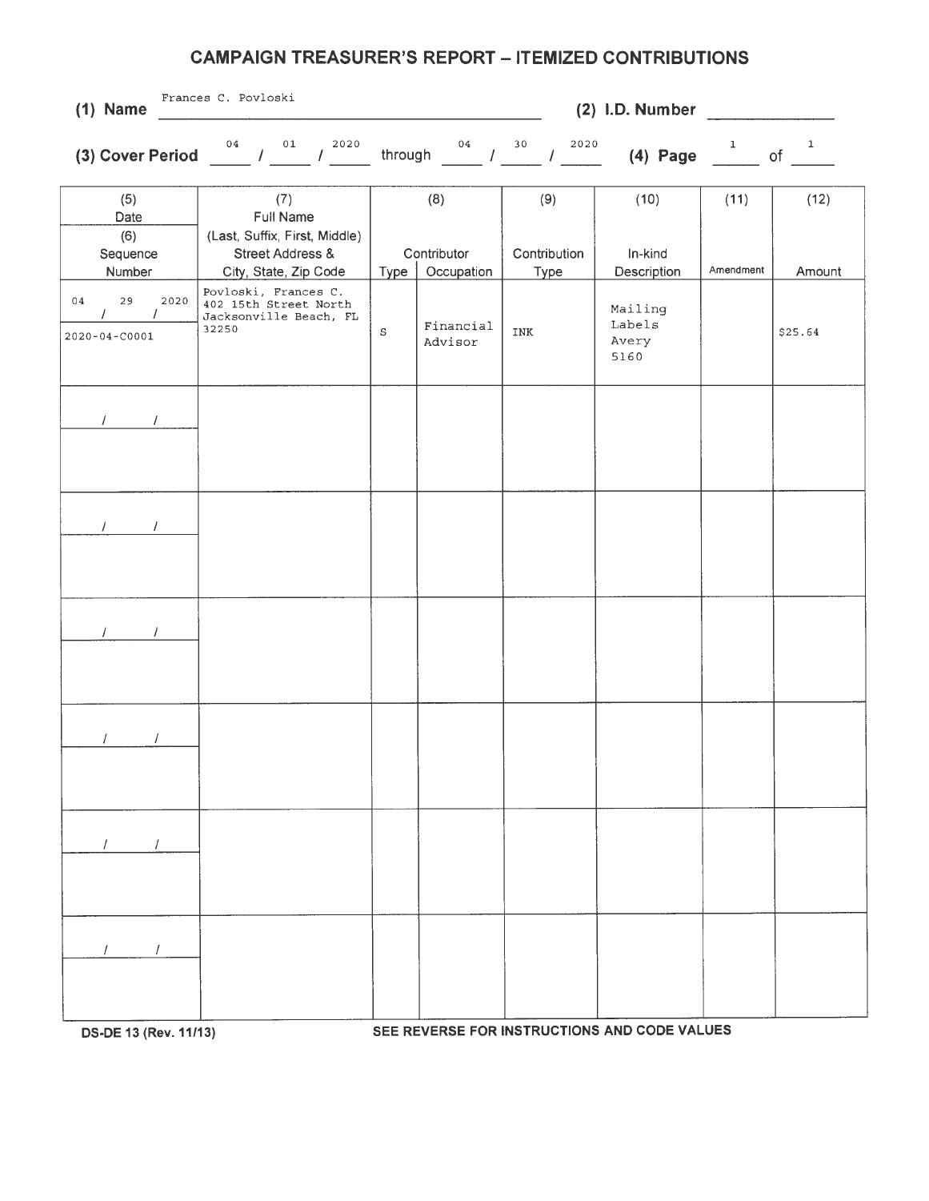# CAMPAIGN TREASURER'S REPORT – ITEMIZED CONTRIBUTIONS

**(1) Name** Frances C. Povloski **(2) I.D. Number** ______

**(3) Cover Period** 04 / 01 / 2020 through 04 / 30 / 2020 **(4) Page** 1 of 1

| (5) Date / (6) Sequence Number | (7) Full Name (Last, Suffix, First, Middle) Street Address & City, State, Zip Code | (8) Contributor Type | (8) Contributor Occupation | (9) Contribution Type | (10) In-kind Description | (11) Amendment | (12) Amount |
|---|---|---|---|---|---|---|---|
| 04 / 29 / 2020<br>2020-04-C0001 | Povloski, Frances C.<br>402 15th Street North<br>Jacksonville Beach, FL 32250 | S | Financial Advisor | INK | Mailing Labels Avery 5160 | | $25.64 |
| / / | | | | | | | |
| / / | | | | | | | |
| / / | | | | | | | |
| / / | | | | | | | |
| / / | | | | | | | |
| / / | | | | | | | |

DS-DE 13 (Rev. 11/13) SEE REVERSE FOR INSTRUCTIONS AND CODE VALUES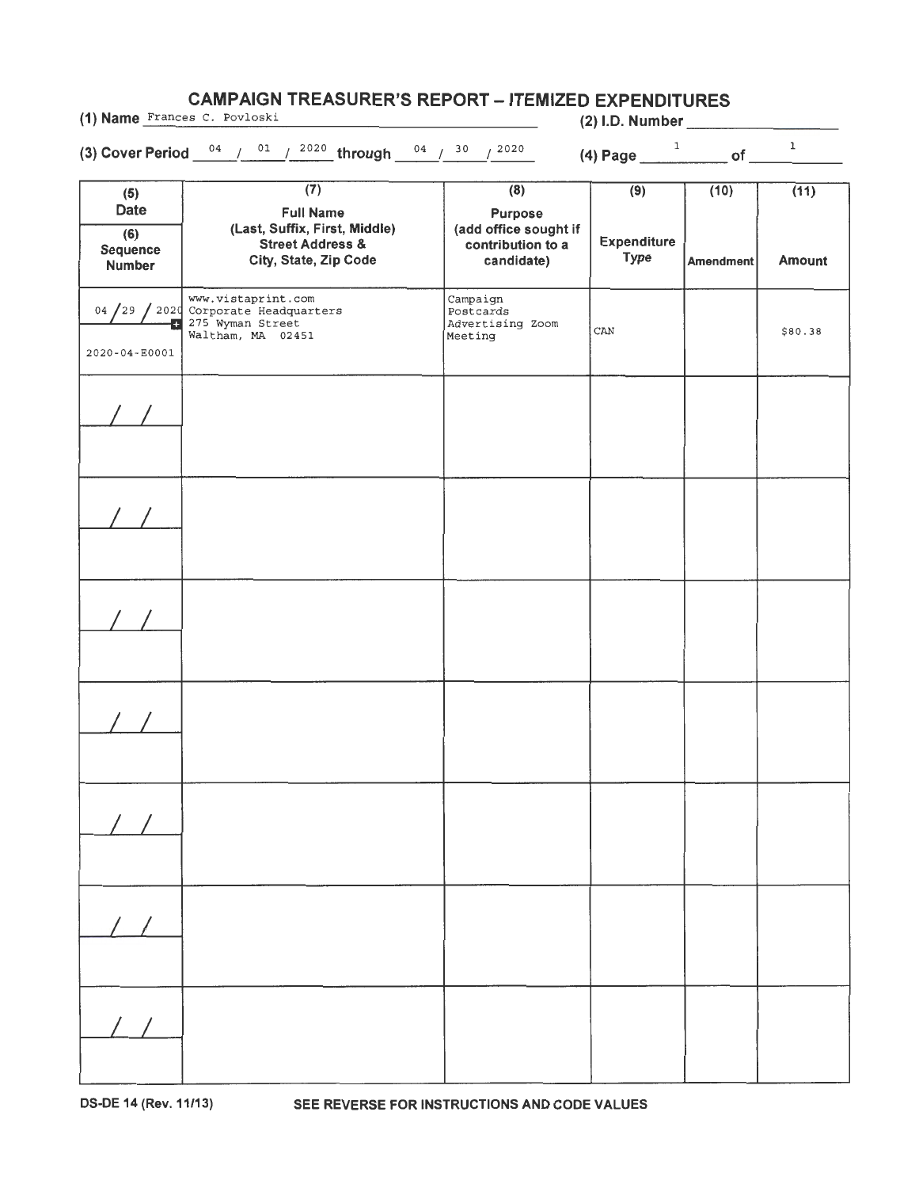# CAMPAIGN TREASURER'S REPORT – ITEMIZED EXPENDITURES

(1) Name Frances C. Povloski (2) I.D. Number ______

(3) Cover Period 04 / 01 / 2020 through 04 / 30 / 2020 (4) Page 1 of 1

| (5) Date / (6) Sequence Number | (7) Full Name (Last, Suffix, First, Middle) Street Address & City, State, Zip Code | (8) Purpose (add office sought if contribution to a candidate) | (9) Expenditure Type | (10) Amendment | (11) Amount |
|---|---|---|---|---|---|
| 04 / 29 / 2020 2020-04-E0001 | www.vistaprint.com Corporate Headquarters 275 Wyman Street Waltham, MA 02451 | Campaign Postcards Advertising Zoom Meeting | CAN | | $80.38 |
| / / | | | | | |
| / / | | | | | |
| / / | | | | | |
| / / | | | | | |
| / / | | | | | |
| / / | | | | | |
| / / | | | | | |

DS-DE 14 (Rev. 11/13) SEE REVERSE FOR INSTRUCTIONS AND CODE VALUES